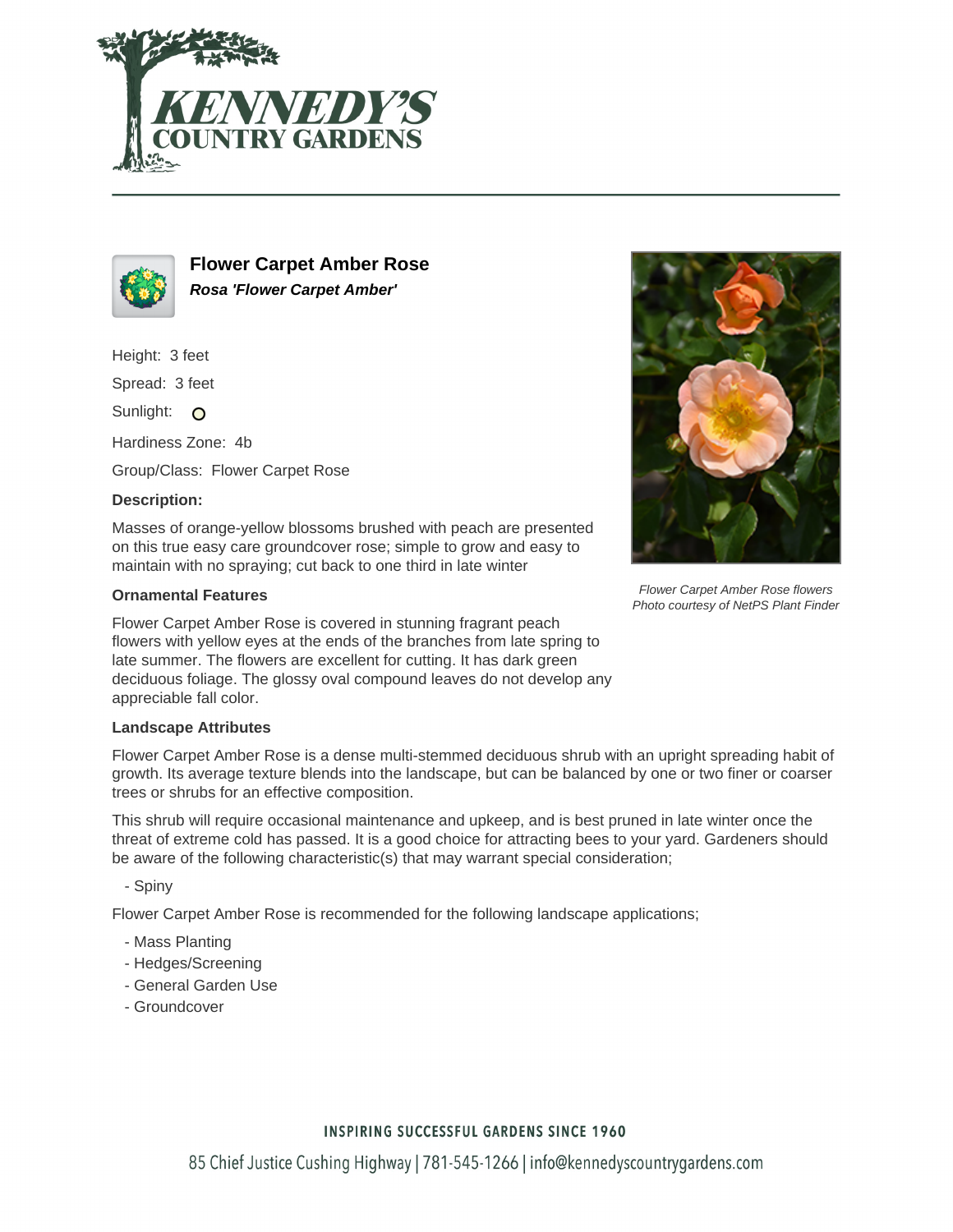# Flower Carpet Amber Rose

***Rosa 'Flower Carpet Amber'***

Height: 3 feet

Spread: 3 feet

Sunlight:

Hardiness Zone: 4b

Group/Class: Flower Carpet Rose

**Description:**

Masses of orange-yellow blossoms brushed with peach are presented on this true easy care groundcover rose; simple to grow and easy to maintain with no spraying; cut back to one third in late winter

*Flower Carpet Amber Rose flowers*
*Photo courtesy of NetPS Plant Finder*

### Ornamental Features

Flower Carpet Amber Rose is covered in stunning fragrant peach flowers with yellow eyes at the ends of the branches from late spring to late summer. The flowers are excellent for cutting. It has dark green deciduous foliage. The glossy oval compound leaves do not develop any appreciable fall color.

### Landscape Attributes

Flower Carpet Amber Rose is a dense multi-stemmed deciduous shrub with an upright spreading habit of growth. Its average texture blends into the landscape, but can be balanced by one or two finer or coarser trees or shrubs for an effective composition.

This shrub will require occasional maintenance and upkeep, and is best pruned in late winter once the threat of extreme cold has passed. It is a good choice for attracting bees to your yard. Gardeners should be aware of the following characteristic(s) that may warrant special consideration;

- Spiny

Flower Carpet Amber Rose is recommended for the following landscape applications;

- Mass Planting
- Hedges/Screening
- General Garden Use
- Groundcover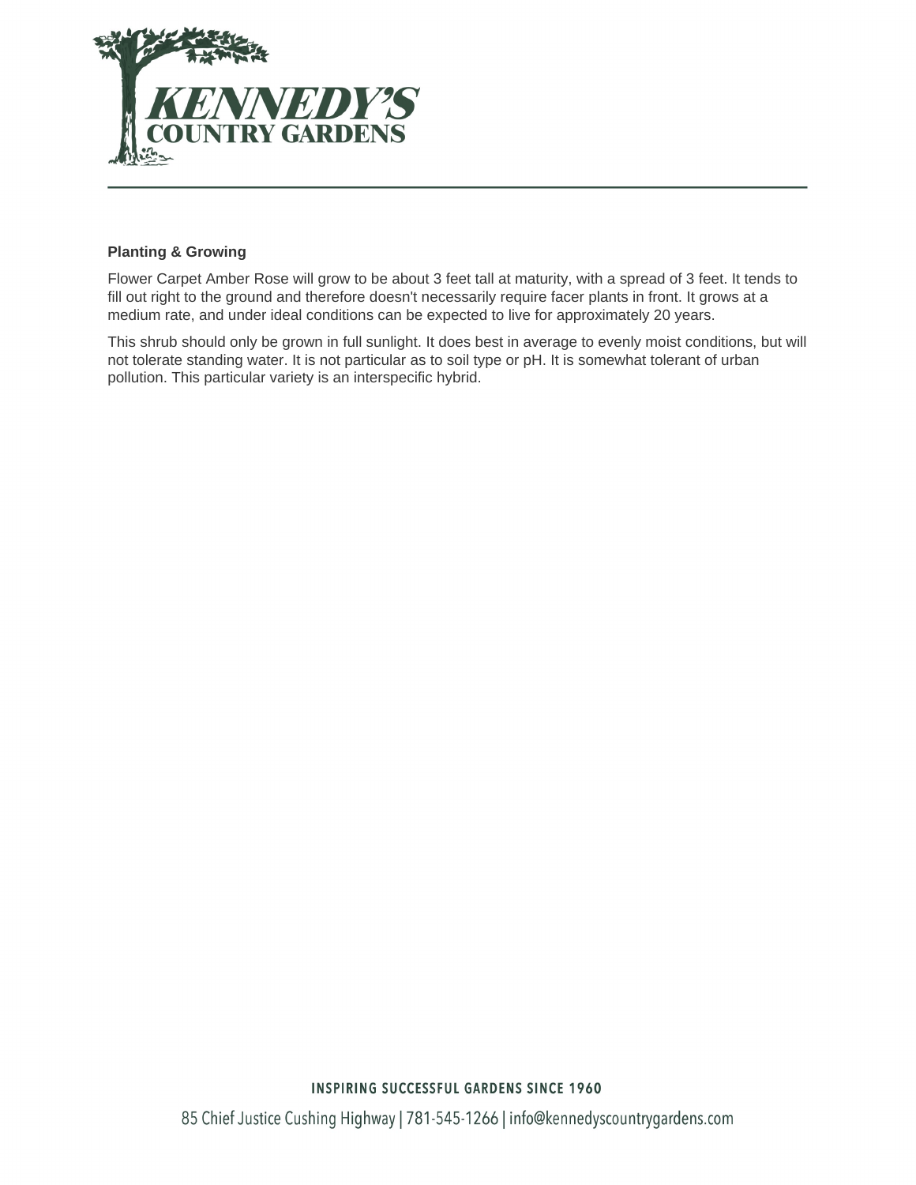## Planting & Growing

Flower Carpet Amber Rose will grow to be about 3 feet tall at maturity, with a spread of 3 feet. It tends to fill out right to the ground and therefore doesn't necessarily require facer plants in front. It grows at a medium rate, and under ideal conditions can be expected to live for approximately 20 years.

This shrub should only be grown in full sunlight. It does best in average to evenly moist conditions, but will not tolerate standing water. It is not particular as to soil type or pH. It is somewhat tolerant of urban pollution. This particular variety is an interspecific hybrid.